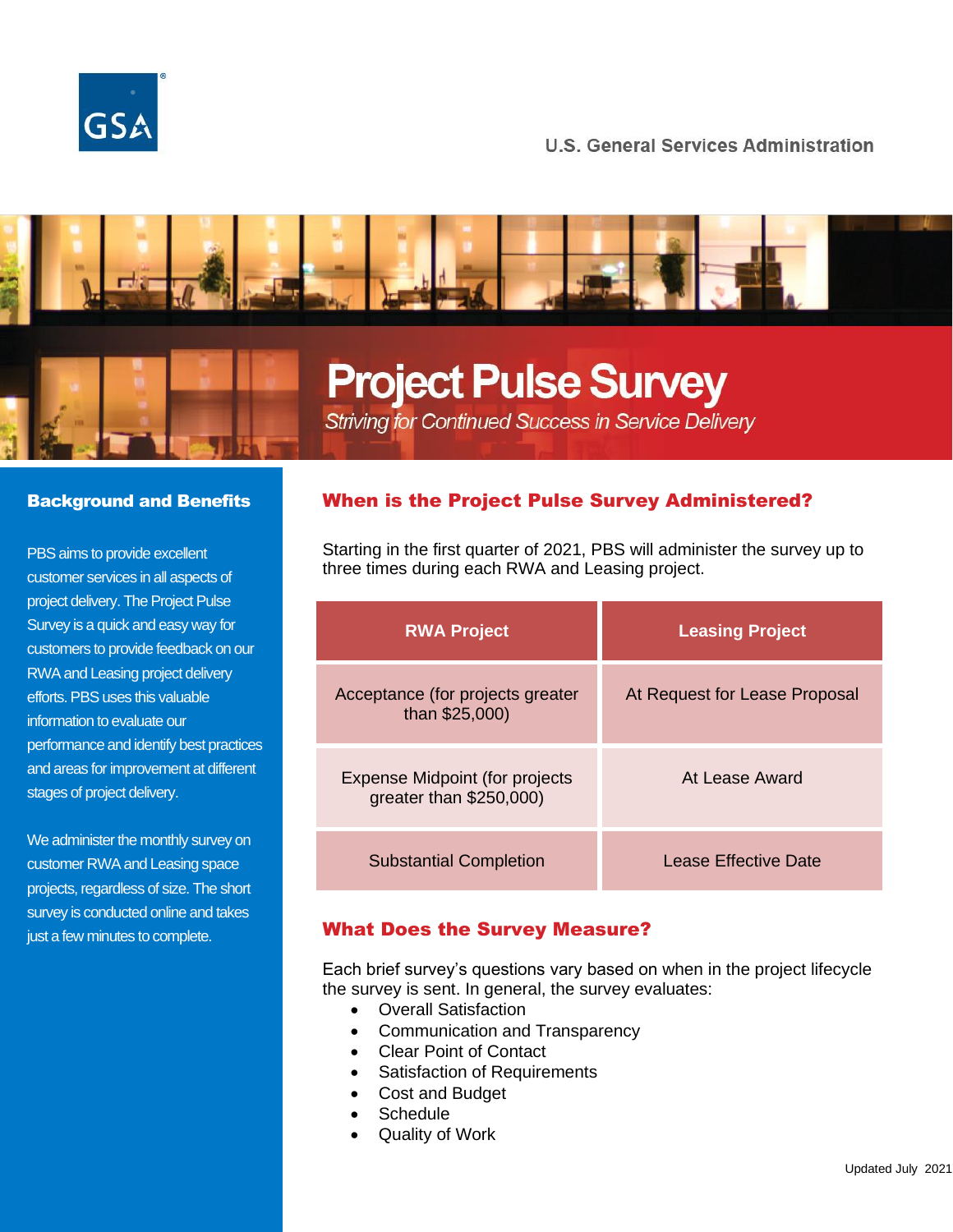U.S. General Services Administration

# Project Pulse Survey

*Striving for Continued Success in Service Delivery*

## Background and Benefits

PBS aims to provide excellent customer services in all aspects of project delivery. The Project Pulse Survey is a quick and easy way for customers to provide feedback on our RWA and Leasing project delivery efforts. PBS uses this valuable information to evaluate our performance and identify best practices and areas for improvement at different stages of project delivery.

We administer the monthly survey on customer RWA and Leasing space projects, regardless of size. The short survey is conducted online and takes just a few minutes to complete.

## When is the Project Pulse Survey Administered?

Starting in the first quarter of 2021, PBS will administer the survey up to three times during each RWA and Leasing project.

| RWA Project | Leasing Project |
|---|---|
| Acceptance (for projects greater than $25,000) | At Request for Lease Proposal |
| Expense Midpoint (for projects greater than $250,000) | At Lease Award |
| Substantial Completion | Lease Effective Date |

## What Does the Survey Measure?

Each brief survey's questions vary based on when in the project lifecycle the survey is sent. In general, the survey evaluates:

- Overall Satisfaction
- Communication and Transparency
- Clear Point of Contact
- Satisfaction of Requirements
- Cost and Budget
- Schedule
- Quality of Work

Updated July 2021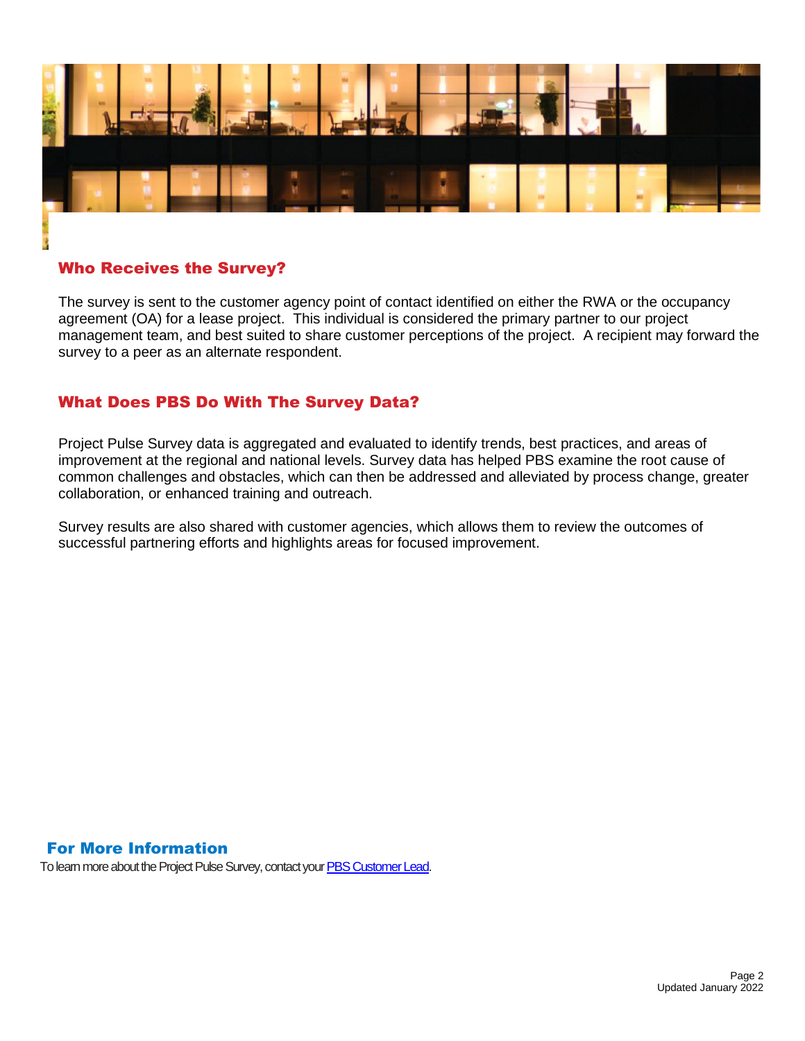## Who Receives the Survey?

The survey is sent to the customer agency point of contact identified on either the RWA or the occupancy agreement (OA) for a lease project. This individual is considered the primary partner to our project management team, and best suited to share customer perceptions of the project. A recipient may forward the survey to a peer as an alternate respondent.

## What Does PBS Do With The Survey Data?

Project Pulse Survey data is aggregated and evaluated to identify trends, best practices, and areas of improvement at the regional and national levels. Survey data has helped PBS examine the root cause of common challenges and obstacles, which can then be addressed and alleviated by process change, greater collaboration, or enhanced training and outreach.

Survey results are also shared with customer agencies, which allows them to review the outcomes of successful partnering efforts and highlights areas for focused improvement.

## For More Information

To learn more about the Project Pulse Survey, contact your PBS Customer Lead.

Updated January 2022